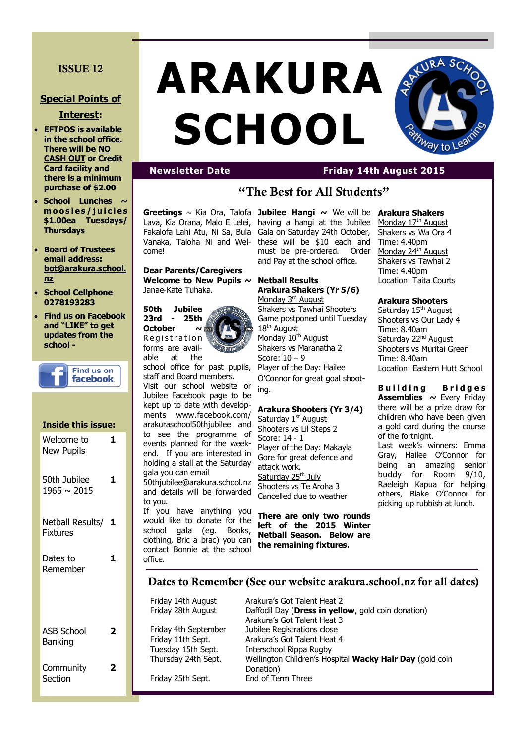# ARAKURA SCHOOL

**Newsletter Date** — **Friday 14th August 2015**

## "The Best for All Students"

**ISSUE 12**

### Special Points of Interest:

- **EFTPOS is available in the school office. There will be NO CASH OUT or Credit Card facility and there is a minimum purchase of $2.00**
- **School Lunches ~ moosies/juicies $1.00ea Tuesdays/ Thursdays**
- **Board of Trustees email address: bot@arakura.school.nz**
- **School Cellphone 0278193283**
- **Find us on Facebook and "LIKE" to get updates from the school -**

Find us on facebook

### Inside this issue:

| | |
|---|---|
| Welcome to New Pupils | 1 |
| 50th Jubilee 1965 ~ 2015 | 1 |
| Netball Results/ Fixtures | 1 |
| Dates to Remember | 1 |
| ASB School Banking | 2 |
| Community Section | 2 |

**Greetings** ~ Kia Ora, Talofa Lava, Kia Orana, Malo E Lelei, Fakalofa Lahi Atu, Ni Sa, Bula Vanaka, Taloha Ni and Welcome!

**Dear Parents/Caregivers**

**Welcome to New Pupils ~** Janae-Kate Tuhaka.

**50th Jubilee 23rd - 25th October ~** Registration forms are available at the school office for past pupils, staff and Board members. Visit our school website or Jubilee Facebook page to be kept up to date with developments www.facebook.com/arakuraschool50thjubilee and to see the programme of events planned for the weekend. If you are interested in holding a stall at the Saturday gala you can email 50thjubilee@arakura.school.nz and details will be forwarded to you.

If you have anything you would like to donate for the school gala (eg. Books, clothing, Bric a brac) you can contact Bonnie at the school office.

**Jubilee Hangi ~** We will be having a hangi at the Jubilee Gala on Saturday 24th October, these will be $10 each and must be pre-ordered. Order and Pay at the school office.

**Netball Results**

**Arakura Shakers (Yr 5/6)**

Monday 3rd August
Shakers vs Tawhai Shooters
Game postponed until Tuesday 18th August

Monday 10th August
Shakers vs Maranatha 2
Score: 10 – 9
Player of the Day: Hailee O'Connor for great goal shooting.

**Arakura Shooters (Yr 3/4)**

Saturday 1st August
Shooters vs Lil Steps 2
Score: 14 - 1
Player of the Day: Makayla Gore for great defence and attack work.

Saturday 25th July
Shooters vs Te Aroha 3
Cancelled due to weather

**There are only two rounds left of the 2015 Winter Netball Season. Below are the remaining fixtures.**

**Arakura Shakers**

Monday 17th August
Shakers vs Wa Ora 4
Time: 4.40pm

Monday 24th August
Shakers vs Tawhai 2
Time: 4.40pm
Location: Taita Courts

**Arakura Shooters**

Saturday 15th August
Shooters vs Our Lady 4
Time: 8.40am

Saturday 22nd August
Shooters vs Muritai Green
Time: 8.40am
Location: Eastern Hutt School

**Building Bridges Assemblies ~** Every Friday there will be a prize draw for children who have been given a gold card during the course of the fortnight.

Last week's winners: Emma Gray, Hailee O'Connor for being an amazing senior buddy for Room 9/10, Raeleigh Kapua for helping others, Blake O'Connor for picking up rubbish at lunch.

## Dates to Remember (See our website arakura.school.nz for all dates)

| | |
|---|---|
| Friday 14th August | Arakura's Got Talent Heat 2 |
| Friday 28th August | Daffodil Day (**Dress in yellow**, gold coin donation) |
| | Arakura's Got Talent Heat 3 |
| Friday 4th September | Jubilee Registrations close |
| Friday 11th Sept. | Arakura's Got Talent Heat 4 |
| Tuesday 15th Sept. | Interschool Rippa Rugby |
| Thursday 24th Sept. | Wellington Children's Hospital **Wacky Hair Day** (gold coin Donation) |
| Friday 25th Sept. | End of Term Three |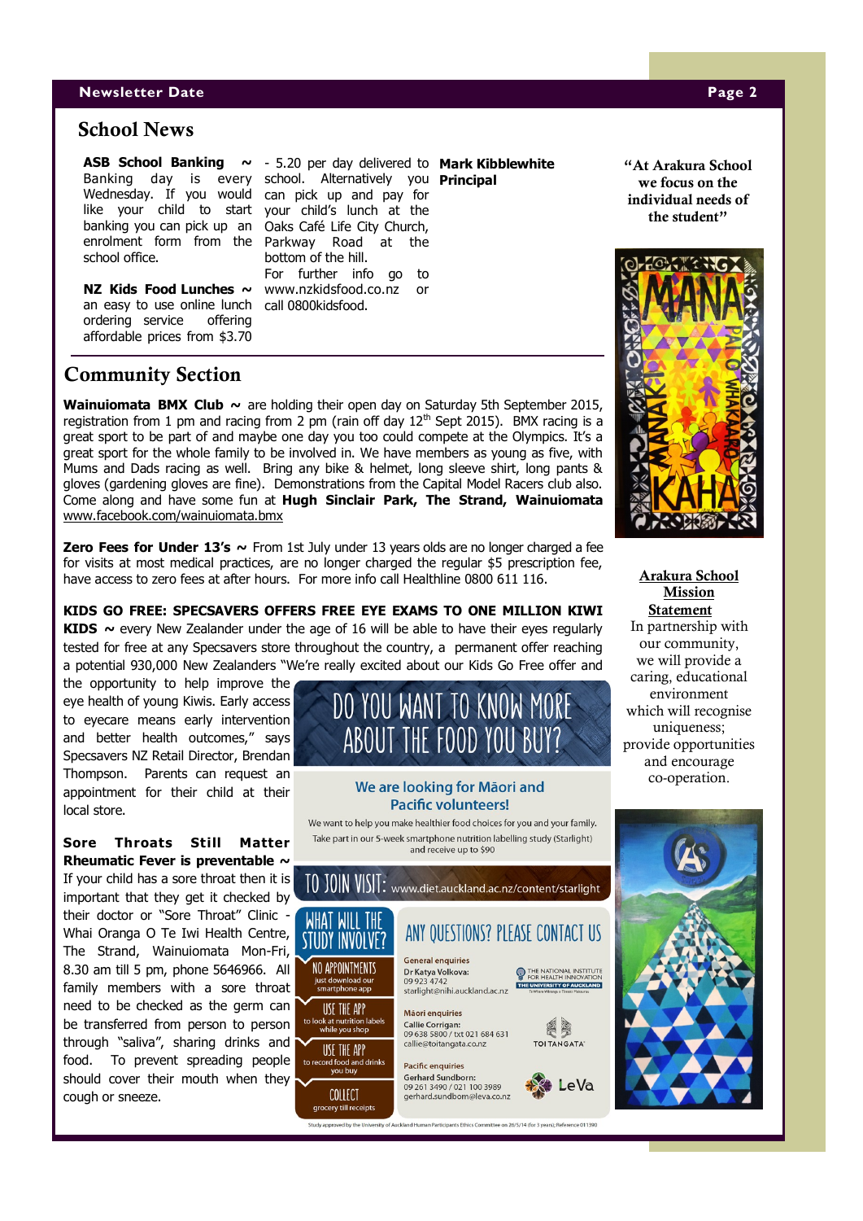## School News

**ASB School Banking ~** Banking day is every Wednesday. If you would like your child to start banking you can pick up an enrolment form from the school office.

**NZ Kids Food Lunches ~** an easy to use online lunch ordering service offering affordable prices from $3.70 - 5.20 per day delivered to school. Alternatively you can pick up and pay for your child's lunch at the Oaks Café Life City Church, Parkway Road at the bottom of the hill.
For further info go to www.nzkidsfood.co.nz or call 0800kidsfood.

**Mark Kibblewhite**
**Principal**

"At Arakura School we focus on the individual needs of the student"

## Community Section

**Wainuiomata BMX Club ~** are holding their open day on Saturday 5th September 2015, registration from 1 pm and racing from 2 pm (rain off day 12th Sept 2015). BMX racing is a great sport to be part of and maybe one day you too could compete at the Olympics. It's a great sport for the whole family to be involved in. We have members as young as five, with Mums and Dads racing as well. Bring any bike & helmet, long sleeve shirt, long pants & gloves (gardening gloves are fine). Demonstrations from the Capital Model Racers club also. Come along and have some fun at **Hugh Sinclair Park, The Strand, Wainuiomata** www.facebook.com/wainuiomata.bmx

**Zero Fees for Under 13's ~** From 1st July under 13 years olds are no longer charged a fee for visits at most medical practices, are no longer charged the regular $5 prescription fee, have access to zero fees at after hours. For more info call Healthline 0800 611 116.

**KIDS GO FREE: SPECSAVERS OFFERS FREE EYE EXAMS TO ONE MILLION KIWI KIDS ~** every New Zealander under the age of 16 will be able to have their eyes regularly tested for free at any Specsavers store throughout the country, a permanent offer reaching a potential 930,000 New Zealanders "We're really excited about our Kids Go Free offer and the opportunity to help improve the eye health of young Kiwis. Early access to eyecare means early intervention and better health outcomes," says Specsavers NZ Retail Director, Brendan Thompson. Parents can request an appointment for their child at their local store.

**Sore Throats Still Matter Rheumatic Fever is preventable ~** If your child has a sore throat then it is important that they get it checked by their doctor or "Sore Throat" Clinic - Whai Oranga O Te Iwi Health Centre, The Strand, Wainuiomata Mon-Fri, 8.30 am till 5 pm, phone 5646966. All family members with a sore throat need to be checked as the germ can be transferred from person to person through "saliva", sharing drinks and food. To prevent spreading people should cover their mouth when they cough or sneeze.

DO YOU WANT TO KNOW MORE ABOUT THE FOOD YOU BUY?

We are looking for Māori and Pacific volunteers!

We want to help you make healthier food choices for you and your family.
Take part in our 5-week smartphone nutrition labelling study (Starlight) and receive up to $90

TO JOIN VISIT: www.diet.auckland.ac.nz/content/starlight

WHAT WILL THE STUDY INVOLVE?
- NO APPOINTMENTS just download our smartphone app
- USE THE APP to look at nutrition labels while you shop
- USE THE APP to record food and drinks you buy
- COLLECT grocery till receipts

ANY QUESTIONS? PLEASE CONTACT US

General enquiries
Dr Katya Volkova:
09 923 4742
starlight@nihi.auckland.ac.nz

Māori enquiries
Callie Corrigan:
09 638 5800 / txt 021 684 631
callie@toitangata.co.nz

Pacific enquiries
Gerhard Sundborn:
09 261 3490 / 021 100 3989
gerhard.sundborn@leva.co.nz

THE NATIONAL INSTITUTE FOR HEALTH INNOVATION — THE UNIVERSITY OF AUCKLAND
TOI TANGATA
LeVa

Study approved by the University of Auckland Human Participants Ethics Committee on 26/5/14 (for 3 years); Reference 011390

**Arakura School Mission Statement**

In partnership with our community, we will provide a caring, educational environment which will recognise uniqueness; provide opportunities and encourage co-operation.